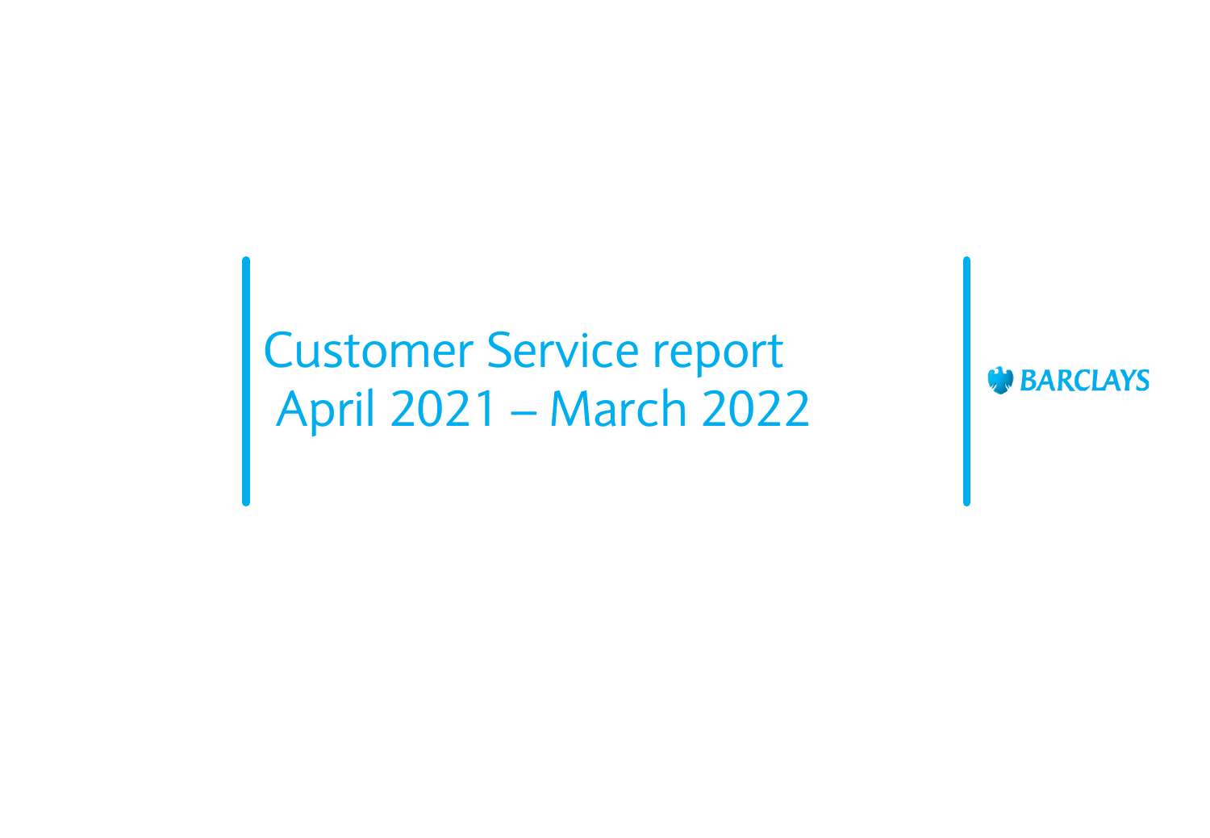# Customer Service report
# April 2021 – March 2022

BARCLAYS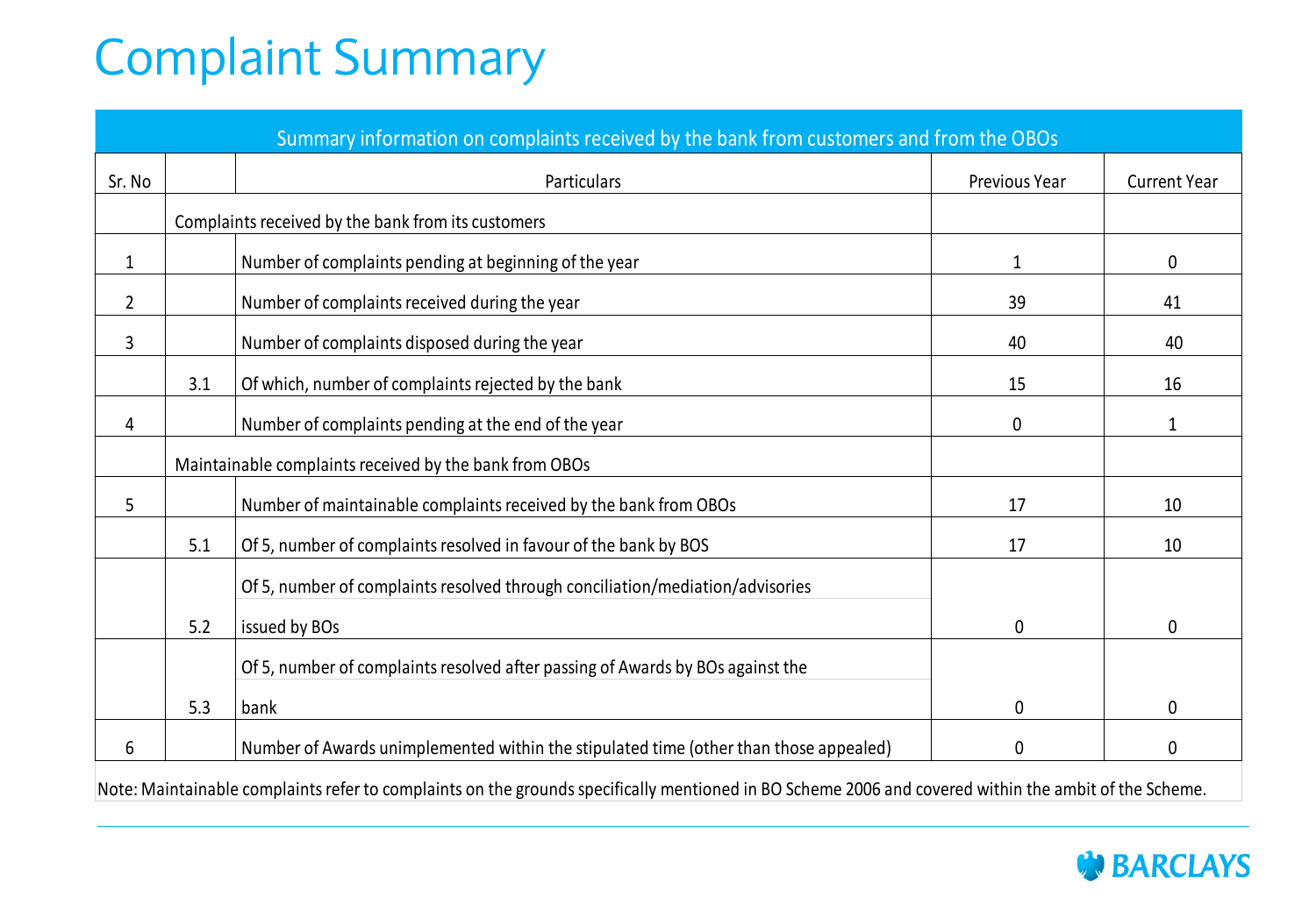# Complaint Summary

| Summary information on complaints received by the bank from customers and from the OBOs | | | | |
|---|---|---|---|---|
| Sr. No | | Particulars | Previous Year | Current Year |
| | Complaints received by the bank from its customers | | | |
| 1 | | Number of complaints pending at beginning of the year | 1 | 0 |
| 2 | | Number of complaints received during the year | 39 | 41 |
| 3 | | Number of complaints disposed during the year | 40 | 40 |
| | 3.1 | Of which, number of complaints rejected by the bank | 15 | 16 |
| 4 | | Number of complaints pending at the end of the year | 0 | 1 |
| | Maintainable complaints received by the bank from OBOs | | | |
| 5 | | Number of maintainable complaints received by the bank from OBOs | 17 | 10 |
| | 5.1 | Of 5, number of complaints resolved in favour of the bank by BOS | 17 | 10 |
| | 5.2 | Of 5, number of complaints resolved through conciliation/mediation/advisories issued by BOs | 0 | 0 |
| | 5.3 | Of 5, number of complaints resolved after passing of Awards by BOs against the bank | 0 | 0 |
| 6 | | Number of Awards unimplemented within the stipulated time (other than those appealed) | 0 | 0 |

Note: Maintainable complaints refer to complaints on the grounds specifically mentioned in BO Scheme 2006 and covered within the ambit of the Scheme.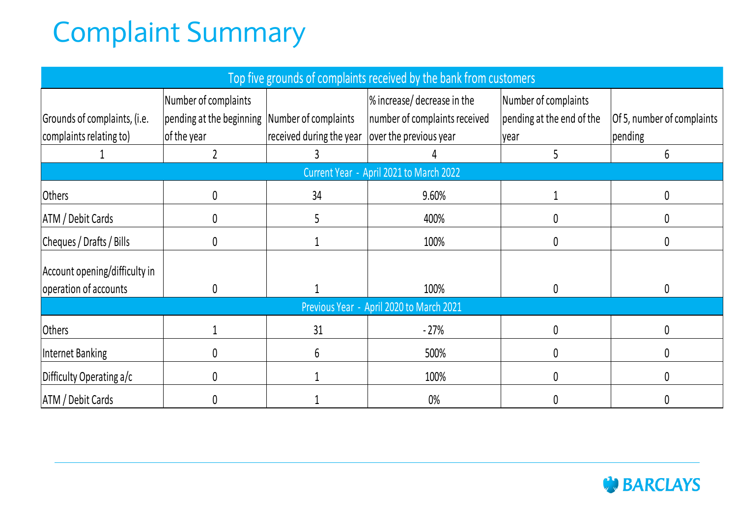# Complaint Summary

| Top five grounds of complaints received by the bank from customers | | | | | |
|---|---|---|---|---|---|
| Grounds of complaints, (i.e. complaints relating to) | Number of complaints pending at the beginning of the year | Number of complaints received during the year | % increase/ decrease in the number of complaints received over the previous year | Number of complaints pending at the end of the year | Of 5, number of complaints pending |
| 1 | 2 | 3 | 4 | 5 | 6 |
| **Current Year - April 2021 to March 2022** | | | | | |
| Others | 0 | 34 | 9.60% | 1 | 0 |
| ATM / Debit Cards | 0 | 5 | 400% | 0 | 0 |
| Cheques / Drafts / Bills | 0 | 1 | 100% | 0 | 0 |
| Account opening/difficulty in operation of accounts | 0 | 1 | 100% | 0 | 0 |
| **Previous Year - April 2020 to March 2021** | | | | | |
| Others | 1 | 31 | - 27% | 0 | 0 |
| Internet Banking | 0 | 6 | 500% | 0 | 0 |
| Difficulty Operating a/c | 0 | 1 | 100% | 0 | 0 |
| ATM / Debit Cards | 0 | 1 | 0% | 0 | 0 |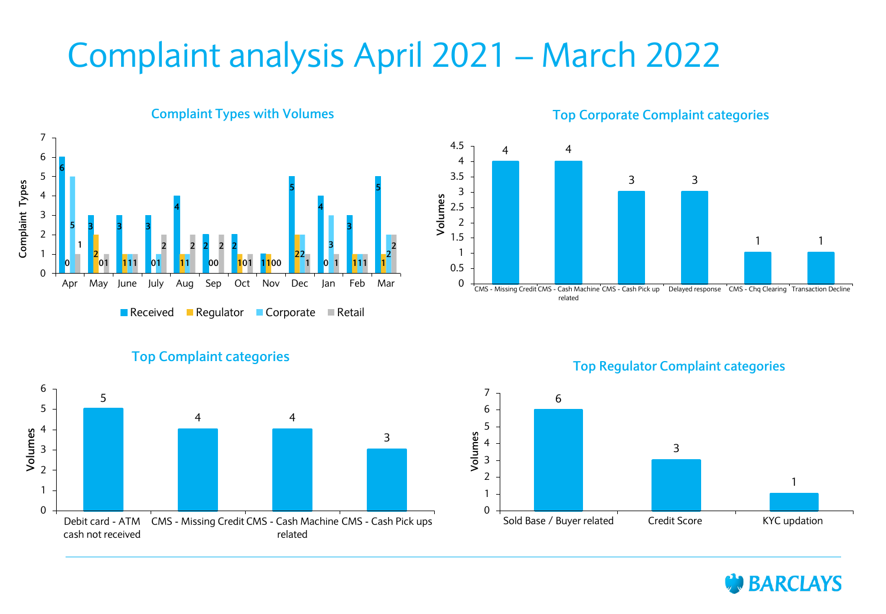# Complaint analysis April 2021 – March 2022

## Complaint Types with Volumes

| Month | Received | Regulator | Corporate | Retail |
|---|---|---|---|---|
| Apr | 6 | 0 | 5 | 1 |
| May | 3 | 2 | 0 | 1 |
| June | 3 | 1 | 1 | 1 |
| July | 3 | 0 | 1 | 2 |
| Aug | 4 | 1 | 1 | 2 |
| Sep | 2 | 0 | 0 | 2 |
| Oct | 2 | 1 | 0 | 1 |
| Nov | 1 | 1 | 0 | 0 |
| Dec | 5 | 2 | 2 | 1 |
| Jan | 4 | 0 | 3 | 1 |
| Feb | 3 | 1 | 1 | 1 |
| Mar | 5 | 1 | 2 | 2 |

## Top Corporate Complaint categories

| Category | Volumes |
|---|---|
| CMS - Missing Credit | 4 |
| CMS - Cash Machine related | 4 |
| CMS - Cash Pick up | 3 |
| Delayed response | 3 |
| CMS - Chq Clearing | 1 |
| Transaction Decline | 1 |

## Top Complaint categories

| Category | Volumes |
|---|---|
| Debit card - ATM cash not received | 5 |
| CMS - Missing Credit | 4 |
| CMS - Cash Machine related | 4 |
| CMS - Cash Pick ups | 3 |

## Top Regulator Complaint categories

| Category | Volumes |
|---|---|
| Sold Base / Buyer related | 6 |
| Credit Score | 3 |
| KYC updation | 1 |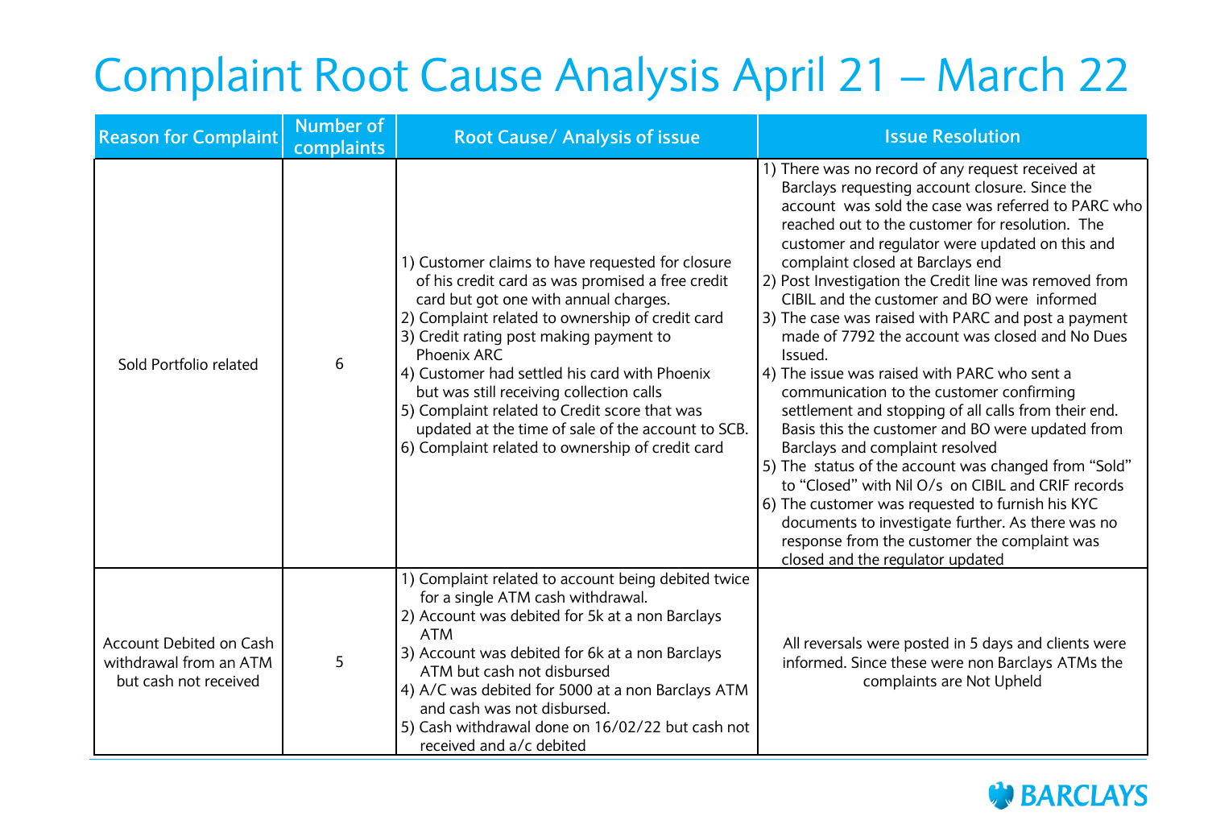# Complaint Root Cause Analysis April 21 – March 22

| Reason for Complaint | Number of complaints | Root Cause/ Analysis of issue | Issue Resolution |
|---|---|---|---|
| Sold Portfolio related | 6 | 1) Customer claims to have requested for closure of his credit card as was promised a free credit card but got one with annual charges.<br>2) Complaint related to ownership of credit card<br>3) Credit rating post making payment to Phoenix ARC<br>4) Customer had settled his card with Phoenix but was still receiving collection calls<br>5) Complaint related to Credit score that was updated at the time of sale of the account to SCB.<br>6) Complaint related to ownership of credit card | 1) There was no record of any request received at Barclays requesting account closure. Since the account was sold the case was referred to PARC who reached out to the customer for resolution. The customer and regulator were updated on this and complaint closed at Barclays end<br>2) Post Investigation the Credit line was removed from CIBIL and the customer and BO were informed<br>3) The case was raised with PARC and post a payment made of 7792 the account was closed and No Dues Issued.<br>4) The issue was raised with PARC who sent a communication to the customer confirming settlement and stopping of all calls from their end. Basis this the customer and BO were updated from Barclays and complaint resolved<br>5) The status of the account was changed from "Sold" to "Closed" with Nil O/s on CIBIL and CRIF records<br>6) The customer was requested to furnish his KYC documents to investigate further. As there was no response from the customer the complaint was closed and the regulator updated |
| Account Debited on Cash withdrawal from an ATM but cash not received | 5 | 1) Complaint related to account being debited twice for a single ATM cash withdrawal.<br>2) Account was debited for 5k at a non Barclays ATM<br>3) Account was debited for 6k at a non Barclays ATM but cash not disbursed<br>4) A/C was debited for 5000 at a non Barclays ATM and cash was not disbursed.<br>5) Cash withdrawal done on 16/02/22 but cash not received and a/c debited | All reversals were posted in 5 days and clients were informed. Since these were non Barclays ATMs the complaints are Not Upheld |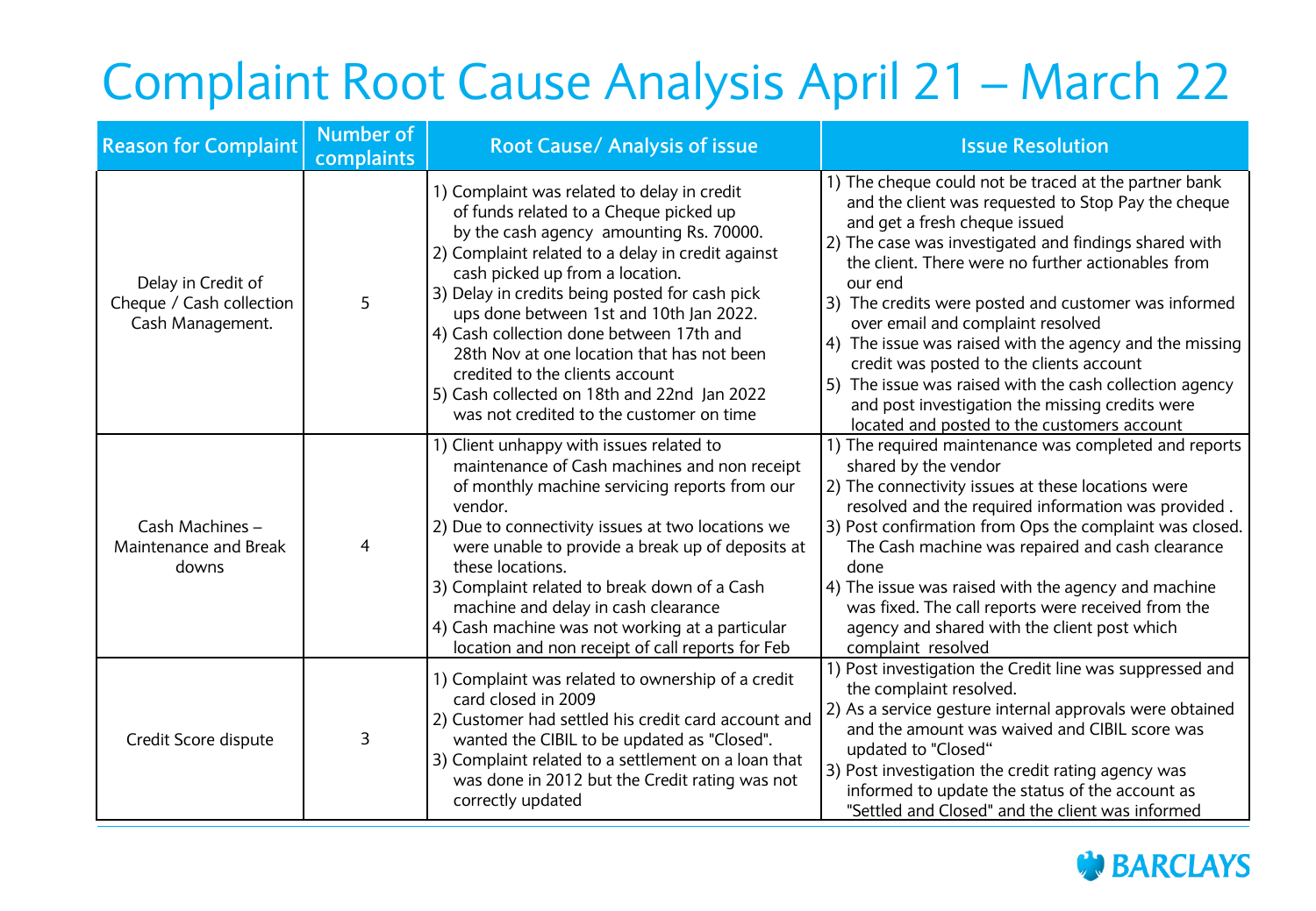# Complaint Root Cause Analysis April 21 – March 22

| Reason for Complaint | Number of complaints | Root Cause/ Analysis of issue | Issue Resolution |
|---|---|---|---|
| Delay in Credit of Cheque / Cash collection Cash Management. | 5 | 1) Complaint was related to delay in credit of funds related to a Cheque picked up by the cash agency amounting Rs. 70000.<br>2) Complaint related to a delay in credit against cash picked up from a location.<br>3) Delay in credits being posted for cash pick ups done between 1st and 10th Jan 2022.<br>4) Cash collection done between 17th and 28th Nov at one location that has not been credited to the clients account<br>5) Cash collected on 18th and 22nd Jan 2022 was not credited to the customer on time | 1) The cheque could not be traced at the partner bank and the client was requested to Stop Pay the cheque and get a fresh cheque issued<br>2) The case was investigated and findings shared with the client. There were no further actionables from our end<br>3) The credits were posted and customer was informed over email and complaint resolved<br>4) The issue was raised with the agency and the missing credit was posted to the clients account<br>5) The issue was raised with the cash collection agency and post investigation the missing credits were located and posted to the customers account |
| Cash Machines – Maintenance and Break downs | 4 | 1) Client unhappy with issues related to maintenance of Cash machines and non receipt of monthly machine servicing reports from our vendor.<br>2) Due to connectivity issues at two locations we were unable to provide a break up of deposits at these locations.<br>3) Complaint related to break down of a Cash machine and delay in cash clearance<br>4) Cash machine was not working at a particular location and non receipt of call reports for Feb | 1) The required maintenance was completed and reports shared by the vendor<br>2) The connectivity issues at these locations were resolved and the required information was provided .<br>3) Post confirmation from Ops the complaint was closed. The Cash machine was repaired and cash clearance done<br>4) The issue was raised with the agency and machine was fixed. The call reports were received from the agency and shared with the client post which complaint resolved |
| Credit Score dispute | 3 | 1) Complaint was related to ownership of a credit card closed in 2009<br>2) Customer had settled his credit card account and wanted the CIBIL to be updated as "Closed".<br>3) Complaint related to a settlement on a loan that was done in 2012 but the Credit rating was not correctly updated | 1) Post investigation the Credit line was suppressed and the complaint resolved.<br>2) As a service gesture internal approvals were obtained and the amount was waived and CIBIL score was updated to "Closed"<br>3) Post investigation the credit rating agency was informed to update the status of the account as "Settled and Closed" and the client was informed |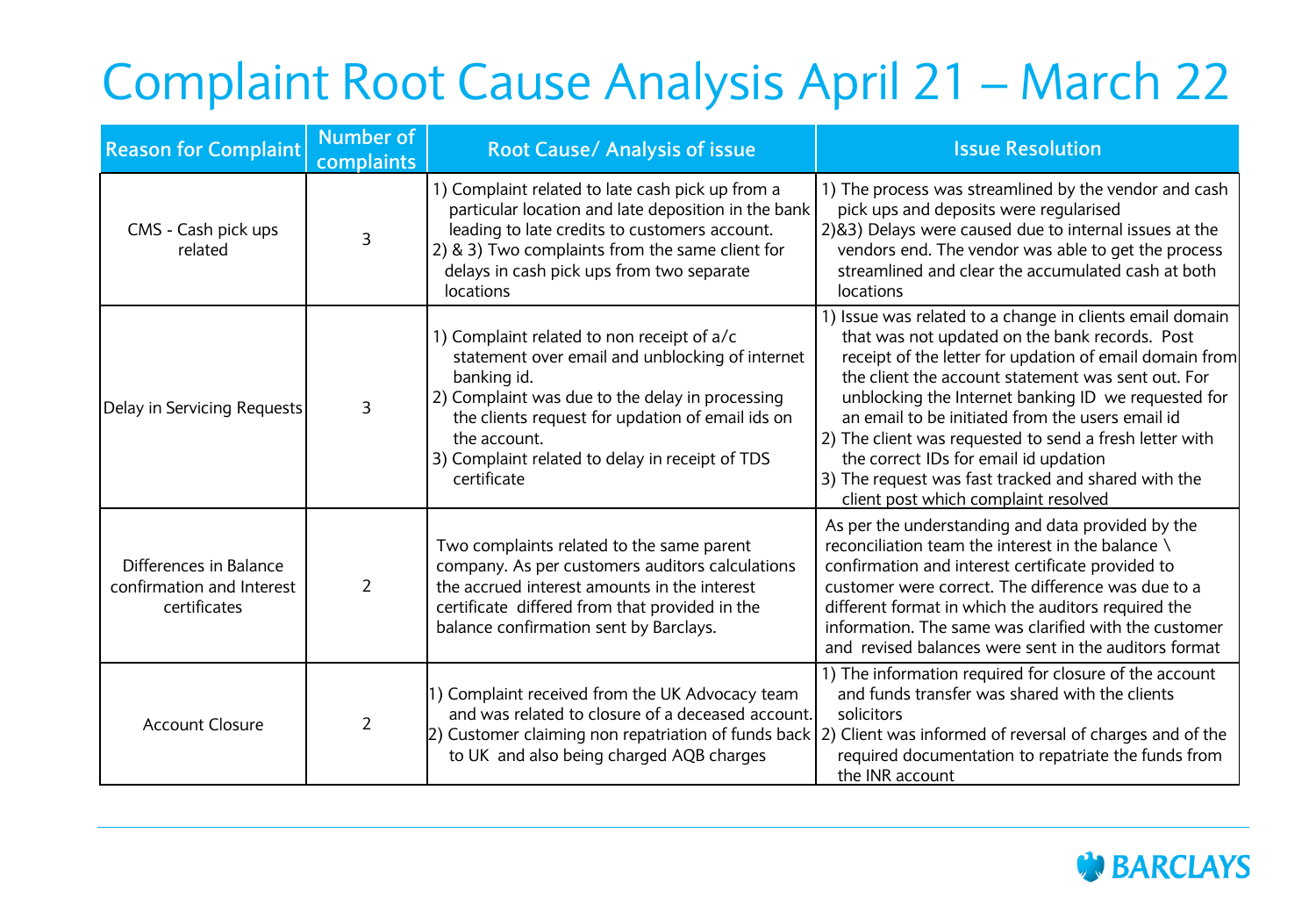# Complaint Root Cause Analysis April 21 – March 22

| Reason for Complaint | Number of complaints | Root Cause/ Analysis of issue | Issue Resolution |
|---|---|---|---|
| CMS - Cash pick ups related | 3 | 1) Complaint related to late cash pick up from a particular location and late deposition in the bank leading to late credits to customers account.<br>2) & 3) Two complaints from the same client for delays in cash pick ups from two separate locations | 1) The process was streamlined by the vendor and cash pick ups and deposits were regularised<br>2)&3) Delays were caused due to internal issues at the vendors end. The vendor was able to get the process streamlined and clear the accumulated cash at both locations |
| Delay in Servicing Requests | 3 | 1) Complaint related to non receipt of a/c statement over email and unblocking of internet banking id.<br>2) Complaint was due to the delay in processing the clients request for updation of email ids on the account.<br>3) Complaint related to delay in receipt of TDS certificate | 1) Issue was related to a change in clients email domain that was not updated on the bank records. Post receipt of the letter for updation of email domain from the client the account statement was sent out. For unblocking the Internet banking ID we requested for an email to be initiated from the users email id<br>2) The client was requested to send a fresh letter with the correct IDs for email id updation<br>3) The request was fast tracked and shared with the client post which complaint resolved |
| Differences in Balance confirmation and Interest certificates | 2 | Two complaints related to the same parent company. As per customers auditors calculations the accrued interest amounts in the interest certificate differed from that provided in the balance confirmation sent by Barclays. | As per the understanding and data provided by the reconciliation team the interest in the balance \ confirmation and interest certificate provided to customer were correct. The difference was due to a different format in which the auditors required the information. The same was clarified with the customer and revised balances were sent in the auditors format |
| Account Closure | 2 | 1) Complaint received from the UK Advocacy team and was related to closure of a deceased account.<br>2) Customer claiming non repatriation of funds back to UK and also being charged AQB charges | 1) The information required for closure of the account and funds transfer was shared with the clients solicitors<br>2) Client was informed of reversal of charges and of the required documentation to repatriate the funds from the INR account |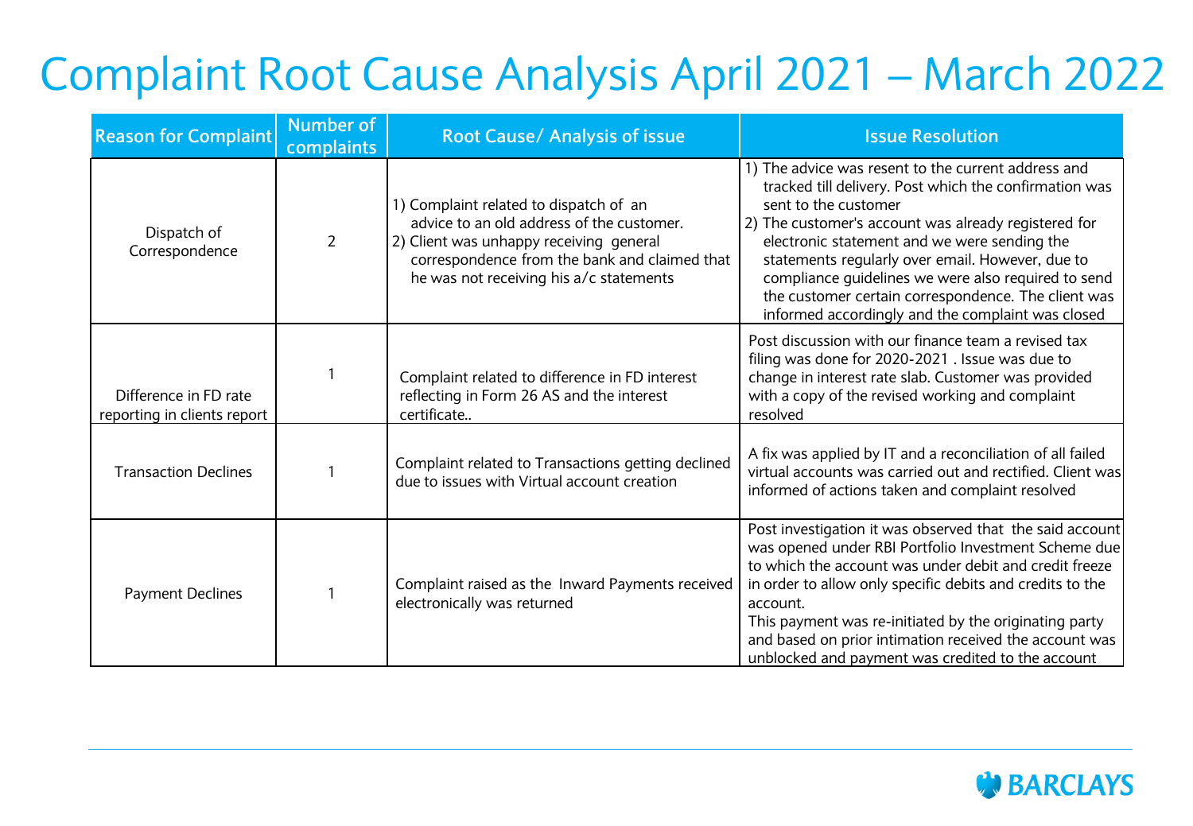# Complaint Root Cause Analysis April 2021 – March 2022

| Reason for Complaint | Number of complaints | Root Cause/ Analysis of issue | Issue Resolution |
|---|---|---|---|
| Dispatch of Correspondence | 2 | 1) Complaint related to dispatch of an advice to an old address of the customer.<br>2) Client was unhappy receiving general correspondence from the bank and claimed that he was not receiving his a/c statements | 1) The advice was resent to the current address and tracked till delivery. Post which the confirmation was sent to the customer<br>2) The customer's account was already registered for electronic statement and we were sending the statements regularly over email. However, due to compliance guidelines we were also required to send the customer certain correspondence. The client was informed accordingly and the complaint was closed |
| Difference in FD rate reporting in clients report | 1 | Complaint related to difference in FD interest reflecting in Form 26 AS and the interest certificate.. | Post discussion with our finance team a revised tax filing was done for 2020-2021 . Issue was due to change in interest rate slab. Customer was provided with a copy of the revised working and complaint resolved |
| Transaction Declines | 1 | Complaint related to Transactions getting declined due to issues with Virtual account creation | A fix was applied by IT and a reconciliation of all failed virtual accounts was carried out and rectified. Client was informed of actions taken and complaint resolved |
| Payment Declines | 1 | Complaint raised as the Inward Payments received electronically was returned | Post investigation it was observed that the said account was opened under RBI Portfolio Investment Scheme due to which the account was under debit and credit freeze in order to allow only specific debits and credits to the account.<br>This payment was re-initiated by the originating party and based on prior intimation received the account was unblocked and payment was credited to the account |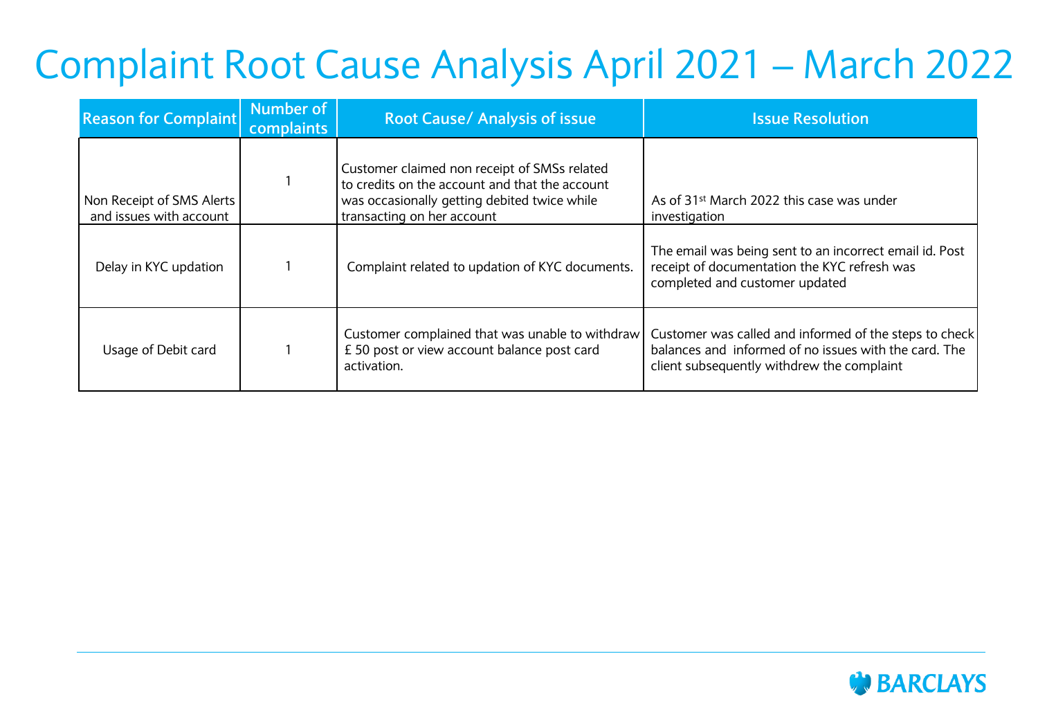# Complaint Root Cause Analysis April 2021 – March 2022

| Reason for Complaint | Number of complaints | Root Cause/ Analysis of issue | Issue Resolution |
|---|---|---|---|
| Non Receipt of SMS Alerts and issues with account | 1 | Customer claimed non receipt of SMSs related to credits on the account and that the account was occasionally getting debited twice while transacting on her account | As of 31st March 2022 this case was under investigation |
| Delay in KYC updation | 1 | Complaint related to updation of KYC documents. | The email was being sent to an incorrect email id. Post receipt of documentation the KYC refresh was completed and customer updated |
| Usage of Debit card | 1 | Customer complained that was unable to withdraw £ 50 post or view account balance post card activation. | Customer was called and informed of the steps to check balances and informed of no issues with the card. The client subsequently withdrew the complaint |

BARCLAYS